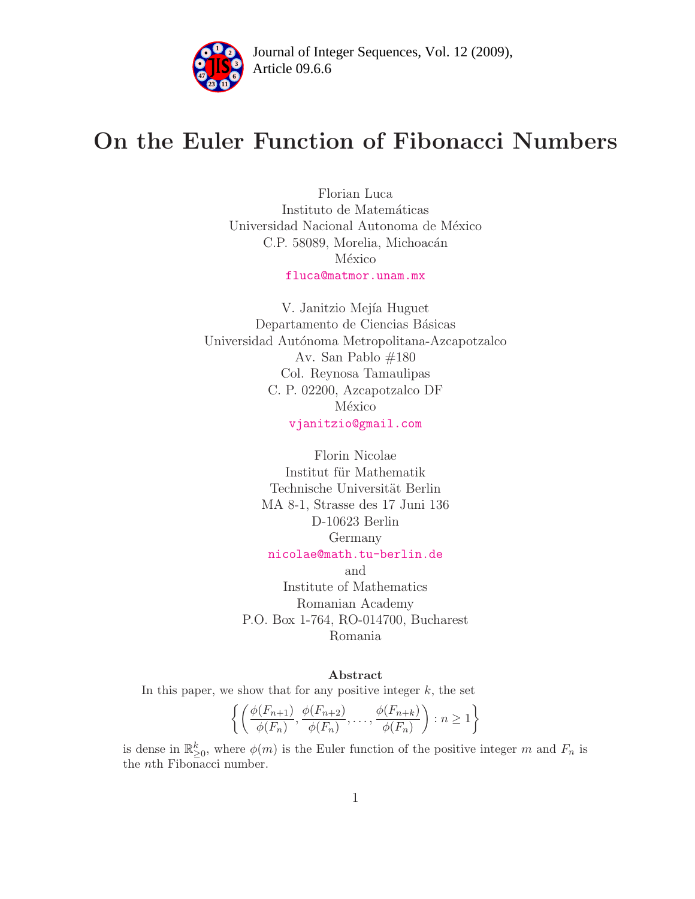# On the Euler Function of Fibonacci Numbers

Florian Luca
Instituto de Matemáticas
Universidad Nacional Autonoma de México
C.P. 58089, Morelia, Michoacán
México
fluca@matmor.unam.mx

V. Janitzio Mejía Huguet
Departamento de Ciencias Básicas
Universidad Autónoma Metropolitana-Azcapotzalco
Av. San Pablo #180
Col. Reynosa Tamaulipas
C. P. 02200, Azcapotzalco DF
México
vjanitzio@gmail.com

Florin Nicolae
Institut für Mathematik
Technische Universität Berlin
MA 8-1, Strasse des 17 Juni 136
D-10623 Berlin
Germany
nicolae@math.tu-berlin.de
and
Institute of Mathematics
Romanian Academy
P.O. Box 1-764, RO-014700, Bucharest
Romania

### Abstract

In this paper, we show that for any positive integer $k$, the set

$$\left\{ \left( \frac{\phi(F_{n+1})}{\phi(F_n)}, \frac{\phi(F_{n+2})}{\phi(F_n)}, \ldots, \frac{\phi(F_{n+k})}{\phi(F_n)} \right) : n \geq 1 \right\}$$

is dense in $\mathbb{R}^k_{\geq 0}$, where $\phi(m)$ is the Euler function of the positive integer $m$ and $F_n$ is the $n$th Fibonacci number.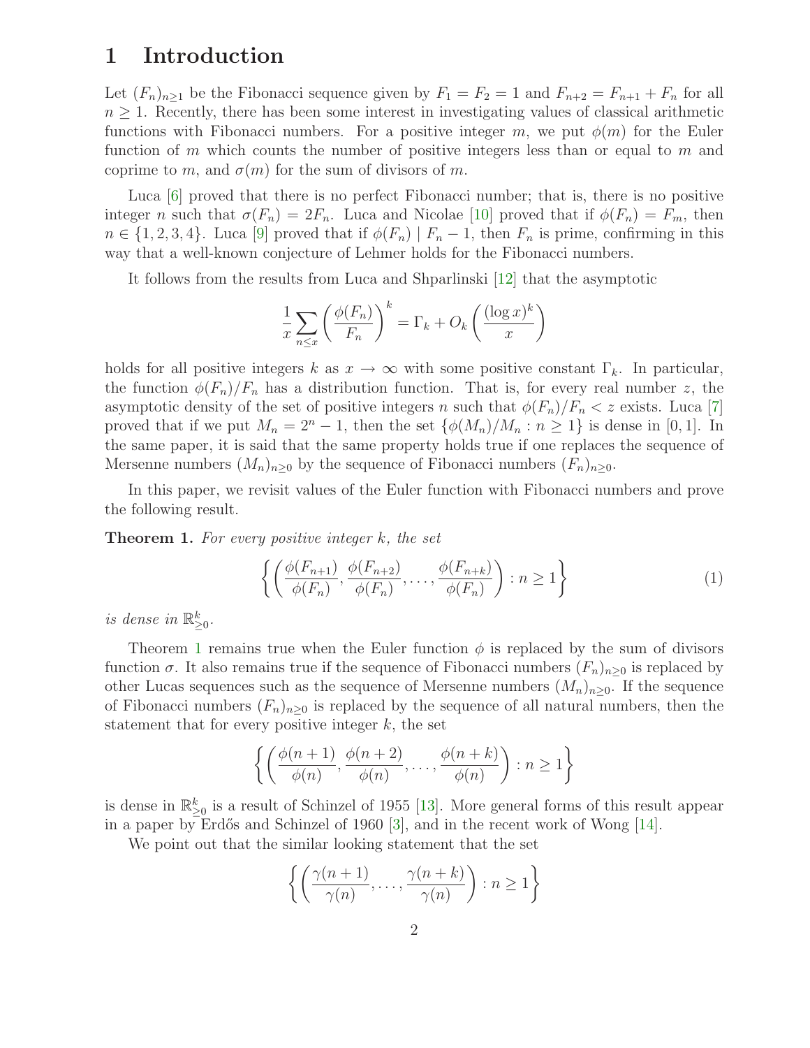# 1 Introduction

Let $(F_n)_{n\geq 1}$ be the Fibonacci sequence given by $F_1 = F_2 = 1$ and $F_{n+2} = F_{n+1} + F_n$ for all $n \geq 1$. Recently, there has been some interest in investigating values of classical arithmetic functions with Fibonacci numbers. For a positive integer $m$, we put $\phi(m)$ for the Euler function of $m$ which counts the number of positive integers less than or equal to $m$ and coprime to $m$, and $\sigma(m)$ for the sum of divisors of $m$.

Luca [6] proved that there is no perfect Fibonacci number; that is, there is no positive integer $n$ such that $\sigma(F_n) = 2F_n$. Luca and Nicolae [10] proved that if $\phi(F_n) = F_m$, then $n \in \{1, 2, 3, 4\}$. Luca [9] proved that if $\phi(F_n) \mid F_n - 1$, then $F_n$ is prime, confirming in this way that a well-known conjecture of Lehmer holds for the Fibonacci numbers.

It follows from the results from Luca and Shparlinski [12] that the asymptotic

$$\frac{1}{x}\sum_{n\leq x}\left(\frac{\phi(F_n)}{F_n}\right)^k = \Gamma_k + O_k\left(\frac{(\log x)^k}{x}\right)$$

holds for all positive integers $k$ as $x \to \infty$ with some positive constant $\Gamma_k$. In particular, the function $\phi(F_n)/F_n$ has a distribution function. That is, for every real number $z$, the asymptotic density of the set of positive integers $n$ such that $\phi(F_n)/F_n < z$ exists. Luca [7] proved that if we put $M_n = 2^n - 1$, then the set $\{\phi(M_n)/M_n : n \geq 1\}$ is dense in $[0, 1]$. In the same paper, it is said that the same property holds true if one replaces the sequence of Mersenne numbers $(M_n)_{n\geq 0}$ by the sequence of Fibonacci numbers $(F_n)_{n\geq 0}$.

In this paper, we revisit values of the Euler function with Fibonacci numbers and prove the following result.

**Theorem 1.** *For every positive integer $k$, the set*

$$\left\{\left(\frac{\phi(F_{n+1})}{\phi(F_n)}, \frac{\phi(F_{n+2})}{\phi(F_n)}, \ldots, \frac{\phi(F_{n+k})}{\phi(F_n)}\right) : n \geq 1\right\} \tag{1}$$

*is dense in $\mathbb{R}^k_{\geq 0}$.*

Theorem 1 remains true when the Euler function $\phi$ is replaced by the sum of divisors function $\sigma$. It also remains true if the sequence of Fibonacci numbers $(F_n)_{n\geq 0}$ is replaced by other Lucas sequences such as the sequence of Mersenne numbers $(M_n)_{n\geq 0}$. If the sequence of Fibonacci numbers $(F_n)_{n\geq 0}$ is replaced by the sequence of all natural numbers, then the statement that for every positive integer $k$, the set

$$\left\{\left(\frac{\phi(n+1)}{\phi(n)}, \frac{\phi(n+2)}{\phi(n)}, \ldots, \frac{\phi(n+k)}{\phi(n)}\right) : n \geq 1\right\}$$

is dense in $\mathbb{R}^k_{\geq 0}$ is a result of Schinzel of 1955 [13]. More general forms of this result appear in a paper by Erdős and Schinzel of 1960 [3], and in the recent work of Wong [14].

We point out that the similar looking statement that the set

$$\left\{\left(\frac{\gamma(n+1)}{\gamma(n)}, \ldots, \frac{\gamma(n+k)}{\gamma(n)}\right) : n \geq 1\right\}$$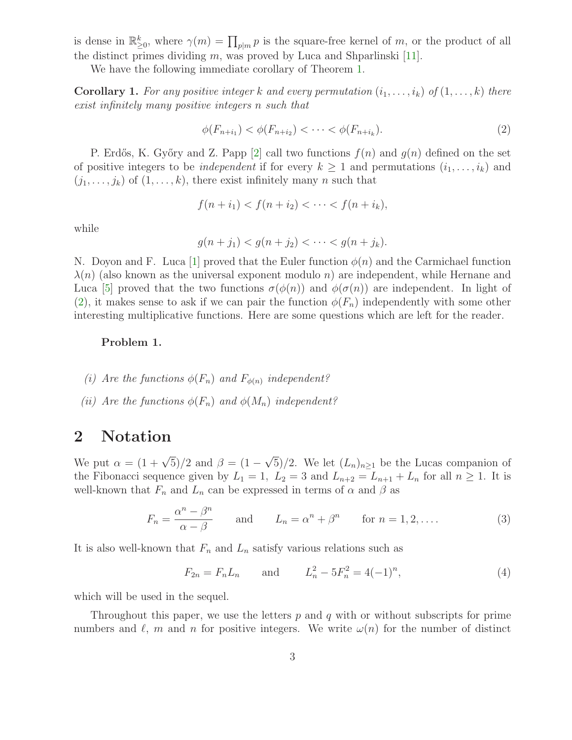is dense in $\mathbb{R}^k_{\geq 0}$, where $\gamma(m) = \prod_{p|m} p$ is the square-free kernel of $m$, or the product of all the distinct primes dividing $m$, was proved by Luca and Shparlinski [11].

We have the following immediate corollary of Theorem 1.

**Corollary 1.** *For any positive integer $k$ and every permutation $(i_1, \ldots, i_k)$ of $(1, \ldots, k)$ there exist infinitely many positive integers $n$ such that*

$$\phi(F_{n+i_1}) < \phi(F_{n+i_2}) < \cdots < \phi(F_{n+i_k}). \tag{2}$$

P. Erdős, K. Győry and Z. Papp [2] call two functions $f(n)$ and $g(n)$ defined on the set of positive integers to be *independent* if for every $k \geq 1$ and permutations $(i_1, \ldots, i_k)$ and $(j_1, \ldots, j_k)$ of $(1, \ldots, k)$, there exist infinitely many $n$ such that

$$f(n + i_1) < f(n + i_2) < \cdots < f(n + i_k),$$

while

$$g(n + j_1) < g(n + j_2) < \cdots < g(n + j_k).$$

N. Doyon and F. Luca [1] proved that the Euler function $\phi(n)$ and the Carmichael function $\lambda(n)$ (also known as the universal exponent modulo $n$) are independent, while Hernane and Luca [5] proved that the two functions $\sigma(\phi(n))$ and $\phi(\sigma(n))$ are independent. In light of (2), it makes sense to ask if we can pair the function $\phi(F_n)$ independently with some other interesting multiplicative functions. Here are some questions which are left for the reader.

**Problem 1.**

- *(i) Are the functions $\phi(F_n)$ and $F_{\phi(n)}$ independent?*
- *(ii) Are the functions $\phi(F_n)$ and $\phi(M_n)$ independent?*

## 2 Notation

We put $\alpha = (1 + \sqrt{5})/2$ and $\beta = (1 - \sqrt{5})/2$. We let $(L_n)_{n\geq 1}$ be the Lucas companion of the Fibonacci sequence given by $L_1 = 1$, $L_2 = 3$ and $L_{n+2} = L_{n+1} + L_n$ for all $n \geq 1$. It is well-known that $F_n$ and $L_n$ can be expressed in terms of $\alpha$ and $\beta$ as

$$F_n = \frac{\alpha^n - \beta^n}{\alpha - \beta} \qquad \text{and} \qquad L_n = \alpha^n + \beta^n \qquad \text{for } n = 1, 2, \ldots. \tag{3}$$

It is also well-known that $F_n$ and $L_n$ satisfy various relations such as

$$F_{2n} = F_n L_n \qquad \text{and} \qquad L_n^2 - 5F_n^2 = 4(-1)^n, \tag{4}$$

which will be used in the sequel.

Throughout this paper, we use the letters $p$ and $q$ with or without subscripts for prime numbers and $\ell$, $m$ and $n$ for positive integers. We write $\omega(n)$ for the number of distinct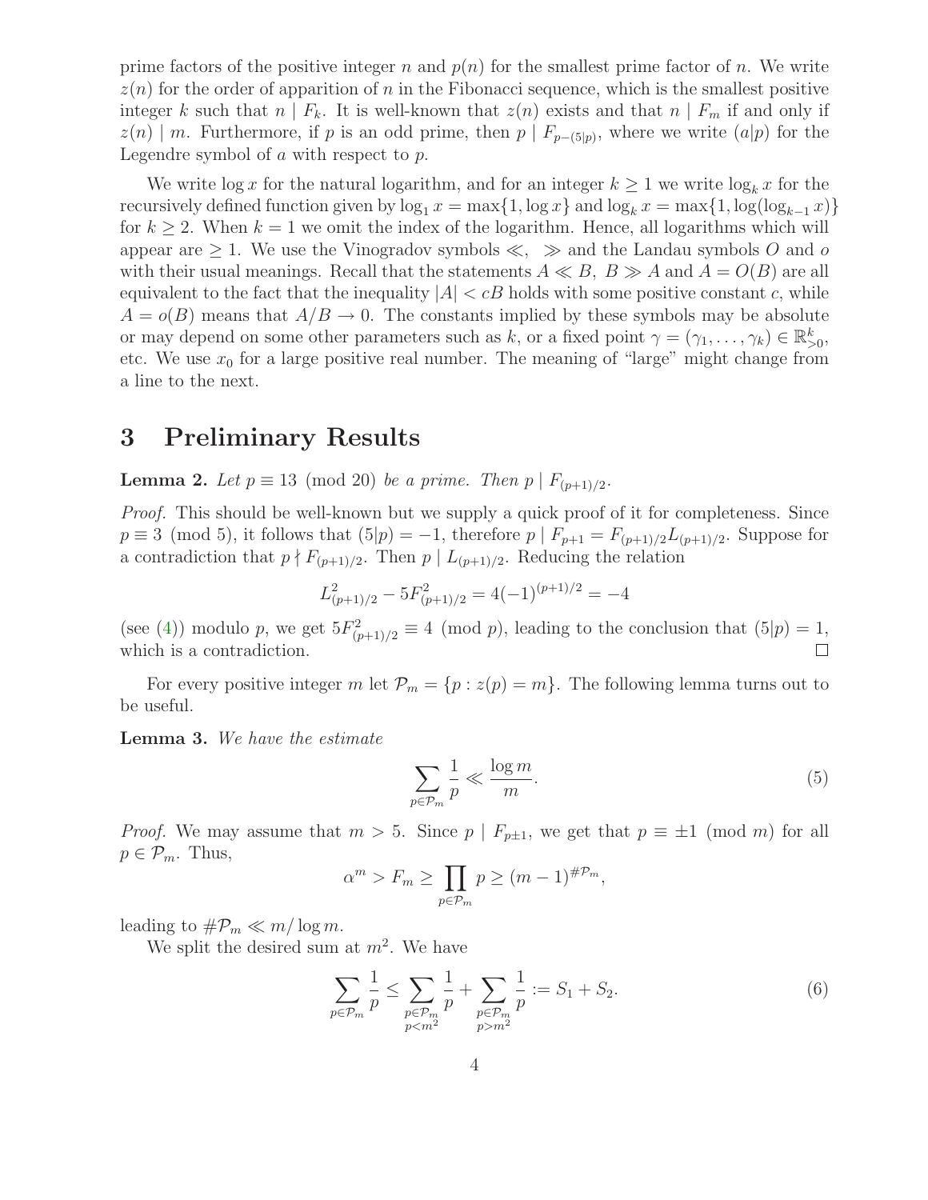prime factors of the positive integer $n$ and $p(n)$ for the smallest prime factor of $n$. We write $z(n)$ for the order of apparition of $n$ in the Fibonacci sequence, which is the smallest positive integer $k$ such that $n \mid F_k$. It is well-known that $z(n)$ exists and that $n \mid F_m$ if and only if $z(n) \mid m$. Furthermore, if $p$ is an odd prime, then $p \mid F_{p-(5|p)}$, where we write $(a|p)$ for the Legendre symbol of $a$ with respect to $p$.

We write $\log x$ for the natural logarithm, and for an integer $k \geq 1$ we write $\log_k x$ for the recursively defined function given by $\log_1 x = \max\{1, \log x\}$ and $\log_k x = \max\{1, \log(\log_{k-1} x)\}$ for $k \geq 2$. When $k = 1$ we omit the index of the logarithm. Hence, all logarithms which will appear are $\geq 1$. We use the Vinogradov symbols $\ll$, $\gg$ and the Landau symbols $O$ and $o$ with their usual meanings. Recall that the statements $A \ll B$, $B \gg A$ and $A = O(B)$ are all equivalent to the fact that the inequality $|A| < cB$ holds with some positive constant $c$, while $A = o(B)$ means that $A/B \to 0$. The constants implied by these symbols may be absolute or may depend on some other parameters such as $k$, or a fixed point $\gamma = (\gamma_1, \ldots, \gamma_k) \in \mathbb{R}_{>0}^k$, etc. We use $x_0$ for a large positive real number. The meaning of "large" might change from a line to the next.

# 3 Preliminary Results

**Lemma 2.** *Let $p \equiv 13 \pmod{20}$ be a prime. Then $p \mid F_{(p+1)/2}$.*

*Proof.* This should be well-known but we supply a quick proof of it for completeness. Since $p \equiv 3 \pmod 5$, it follows that $(5|p) = -1$, therefore $p \mid F_{p+1} = F_{(p+1)/2} L_{(p+1)/2}$. Suppose for a contradiction that $p \nmid F_{(p+1)/2}$. Then $p \mid L_{(p+1)/2}$. Reducing the relation

$$L_{(p+1)/2}^2 - 5F_{(p+1)/2}^2 = 4(-1)^{(p+1)/2} = -4$$

(see (4)) modulo $p$, we get $5F_{(p+1)/2}^2 \equiv 4 \pmod p$, leading to the conclusion that $(5|p) = 1$, which is a contradiction. $\square$

For every positive integer $m$ let $\mathcal{P}_m = \{p : z(p) = m\}$. The following lemma turns out to be useful.

**Lemma 3.** *We have the estimate*

$$\sum_{p \in \mathcal{P}_m} \frac{1}{p} \ll \frac{\log m}{m}. \tag{5}$$

*Proof.* We may assume that $m > 5$. Since $p \mid F_{p\pm1}$, we get that $p \equiv \pm 1 \pmod m$ for all $p \in \mathcal{P}_m$. Thus,

$$\alpha^m > F_m \geq \prod_{p \in \mathcal{P}_m} p \geq (m-1)^{\#\mathcal{P}_m},$$

leading to $\#\mathcal{P}_m \ll m/\log m$.

We split the desired sum at $m^2$. We have

$$\sum_{p \in \mathcal{P}_m} \frac{1}{p} \leq \sum_{\substack{p \in \mathcal{P}_m \\ p < m^2}} \frac{1}{p} + \sum_{\substack{p \in \mathcal{P}_m \\ p > m^2}} \frac{1}{p} := S_1 + S_2. \tag{6}$$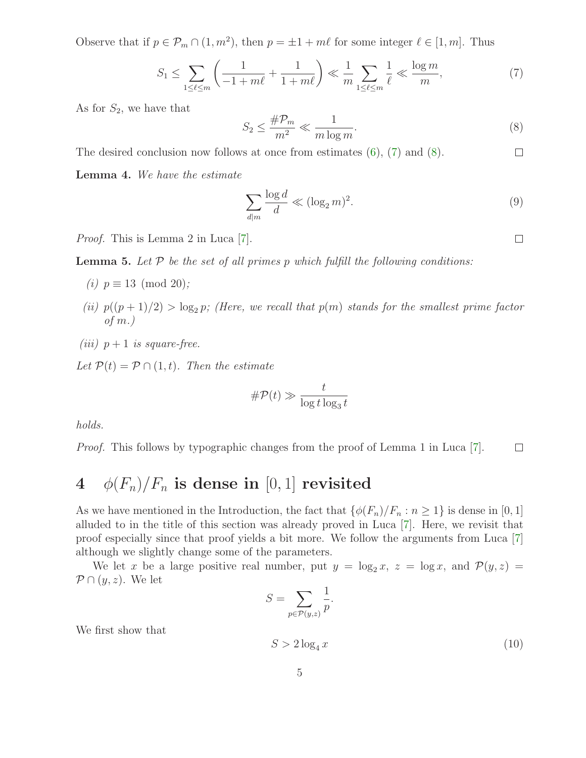Observe that if $p \in \mathcal{P}_m \cap (1, m^2)$, then $p = \pm 1 + m\ell$ for some integer $\ell \in [1, m]$. Thus

$$S_1 \leq \sum_{1 \leq \ell \leq m} \left( \frac{1}{-1 + m\ell} + \frac{1}{1 + m\ell} \right) \ll \frac{1}{m} \sum_{1 \leq \ell \leq m} \frac{1}{\ell} \ll \frac{\log m}{m}, \tag{7}$$

As for $S_2$, we have that

$$S_2 \leq \frac{\#\mathcal{P}_m}{m^2} \ll \frac{1}{m \log m}. \tag{8}$$

The desired conclusion now follows at once from estimates (6), (7) and (8). $\square$

**Lemma 4.** *We have the estimate*

$$\sum_{d \mid m} \frac{\log d}{d} \ll (\log_2 m)^2. \tag{9}$$

*Proof.* This is Lemma 2 in Luca [7]. $\square$

**Lemma 5.** *Let $\mathcal{P}$ be the set of all primes $p$ which fulfill the following conditions:*

*(i)* $p \equiv 13 \pmod{20}$*;*

*(ii)* $p((p+1)/2) > \log_2 p$*; (Here, we recall that $p(m)$ stands for the smallest prime factor of $m$.)*

*(iii)* $p + 1$ *is square-free.*

*Let $\mathcal{P}(t) = \mathcal{P} \cap (1, t)$. Then the estimate*

$$\#\mathcal{P}(t) \gg \frac{t}{\log t \log_3 t}$$

*holds.*

*Proof.* This follows by typographic changes from the proof of Lemma 1 in Luca [7]. $\square$

## 4 $\phi(F_n)/F_n$ is dense in $[0, 1]$ revisited

As we have mentioned in the Introduction, the fact that $\{\phi(F_n)/F_n : n \geq 1\}$ is dense in $[0, 1]$ alluded to in the title of this section was already proved in Luca [7]. Here, we revisit that proof especially since that proof yields a bit more. We follow the arguments from Luca [7] although we slightly change some of the parameters.

We let $x$ be a large positive real number, put $y = \log_2 x$, $z = \log x$, and $\mathcal{P}(y, z) = \mathcal{P} \cap (y, z)$. We let

$$S = \sum_{p \in \mathcal{P}(y,z)} \frac{1}{p}.$$

We first show that

$$S > 2 \log_4 x \tag{10}$$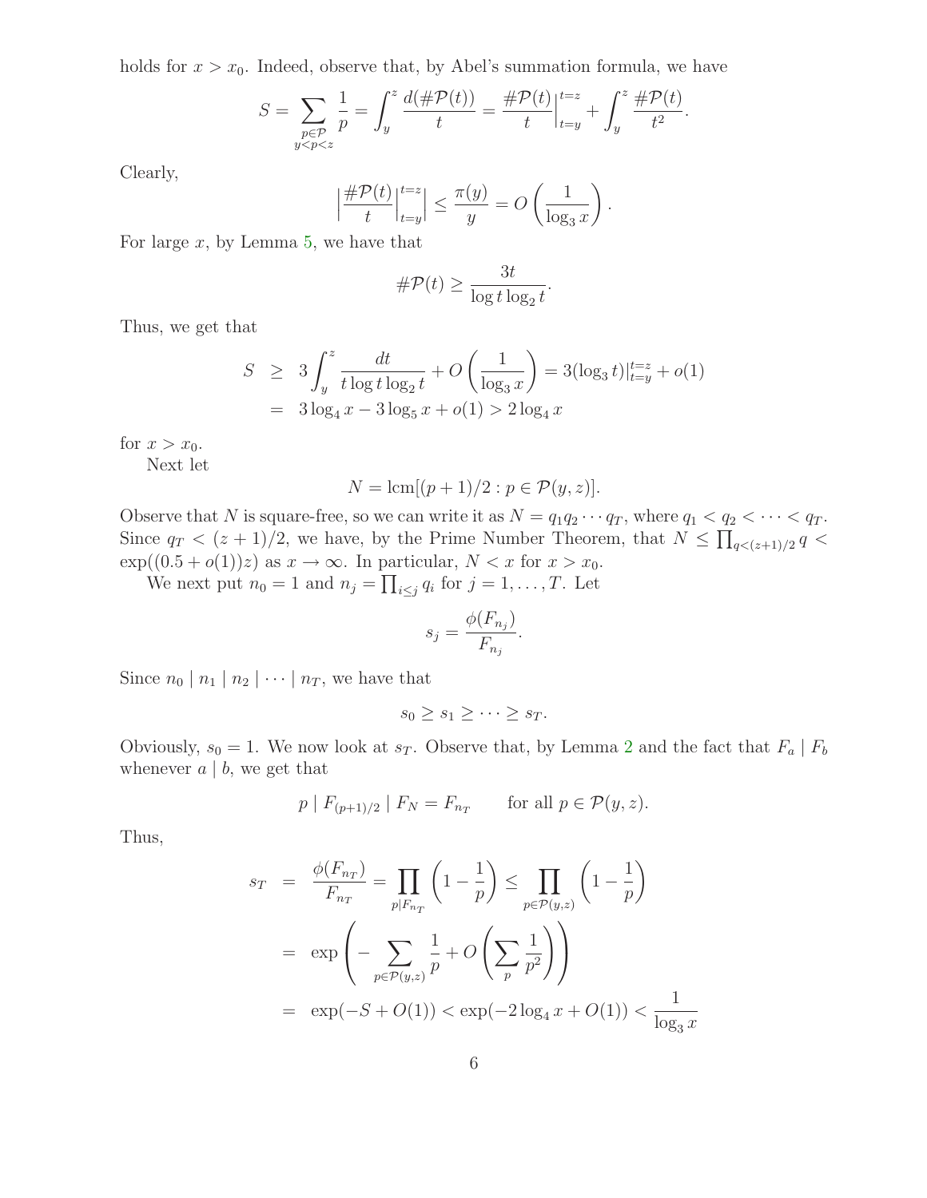holds for $x > x_0$. Indeed, observe that, by Abel's summation formula, we have

$$S = \sum_{\substack{p \in \mathcal{P} \\ y < p < z}} \frac{1}{p} = \int_y^z \frac{d(\#\mathcal{P}(t))}{t} = \frac{\#\mathcal{P}(t)}{t}\Big|_{t=y}^{t=z} + \int_y^z \frac{\#\mathcal{P}(t)}{t^2}.$$

Clearly,

$$\Big| \frac{\#\mathcal{P}(t)}{t}\Big|_{t=y}^{t=z} \Big| \le \frac{\pi(y)}{y} = O\left(\frac{1}{\log_3 x}\right).$$

For large $x$, by Lemma 5, we have that

$$\#\mathcal{P}(t) \ge \frac{3t}{\log t \log_2 t}.$$

Thus, we get that

$$\begin{aligned} S &\ge 3\int_y^z \frac{dt}{t \log t \log_2 t} + O\left(\frac{1}{\log_3 x}\right) = 3(\log_3 t)|_{t=y}^{t=z} + o(1) \\ &= 3\log_4 x - 3\log_5 x + o(1) > 2\log_4 x \end{aligned}$$

for $x > x_0$.

Next let

$$N = \operatorname{lcm}[(p+1)/2 : p \in \mathcal{P}(y,z)].$$

Observe that $N$ is square-free, so we can write it as $N = q_1 q_2 \cdots q_T$, where $q_1 < q_2 < \cdots < q_T$. Since $q_T < (z+1)/2$, we have, by the Prime Number Theorem, that $N \le \prod_{q<(z+1)/2} q < \exp((0.5 + o(1))z)$ as $x \to \infty$. In particular, $N < x$ for $x > x_0$.

We next put $n_0 = 1$ and $n_j = \prod_{i \le j} q_i$ for $j = 1, \ldots, T$. Let

$$s_j = \frac{\phi(F_{n_j})}{F_{n_j}}.$$

Since $n_0 \mid n_1 \mid n_2 \mid \cdots \mid n_T$, we have that

$$s_0 \ge s_1 \ge \cdots \ge s_T.$$

Obviously, $s_0 = 1$. We now look at $s_T$. Observe that, by Lemma 2 and the fact that $F_a \mid F_b$ whenever $a \mid b$, we get that

$$p \mid F_{(p+1)/2} \mid F_N = F_{n_T} \qquad \text{for all } p \in \mathcal{P}(y,z).$$

Thus,

$$\begin{aligned} s_T &= \frac{\phi(F_{n_T})}{F_{n_T}} = \prod_{p \mid F_{n_T}} \left(1 - \frac{1}{p}\right) \le \prod_{p \in \mathcal{P}(y,z)} \left(1 - \frac{1}{p}\right) \\ &= \exp\left(-\sum_{p \in \mathcal{P}(y,z)} \frac{1}{p} + O\left(\sum_p \frac{1}{p^2}\right)\right) \\ &= \exp(-S + O(1)) < \exp(-2\log_4 x + O(1)) < \frac{1}{\log_3 x} \end{aligned}$$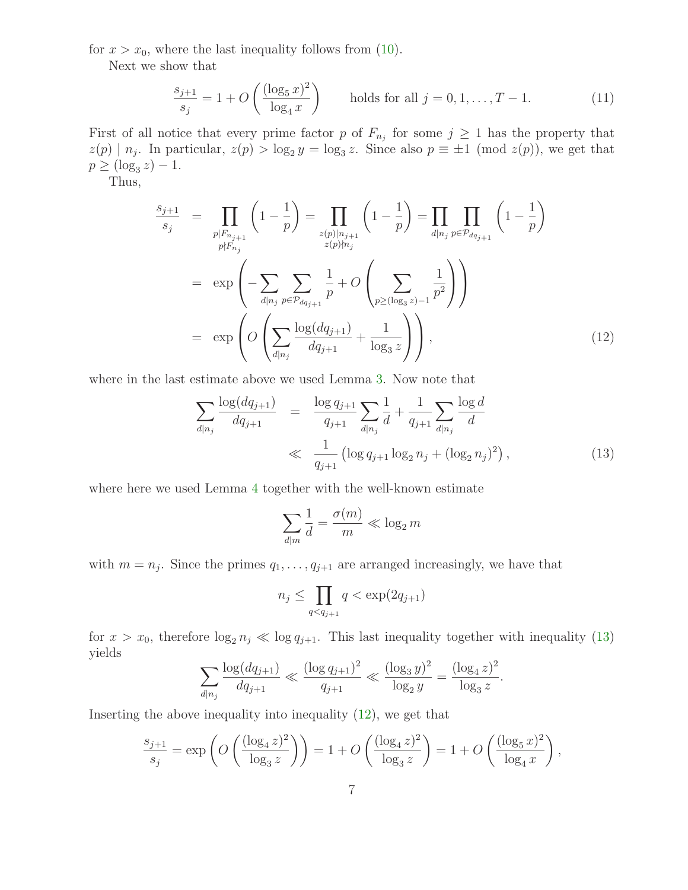for $x > x_0$, where the last inequality follows from (10).

Next we show that

$$\frac{s_{j+1}}{s_j} = 1 + O\left(\frac{(\log_5 x)^2}{\log_4 x}\right) \qquad \text{holds for all } j = 0, 1, \ldots, T-1. \tag{11}$$

First of all notice that every prime factor $p$ of $F_{n_j}$ for some $j \geq 1$ has the property that $z(p) \mid n_j$. In particular, $z(p) > \log_2 y = \log_3 z$. Since also $p \equiv \pm 1 \pmod{z(p)}$, we get that $p \geq (\log_3 z) - 1$.

Thus,

$$\begin{aligned}
\frac{s_{j+1}}{s_j} &= \prod_{\substack{p \mid F_{n_{j+1}} \\ p \nmid F_{n_j}}} \left(1 - \frac{1}{p}\right) = \prod_{\substack{z(p) \mid n_{j+1} \\ z(p) \nmid n_j}} \left(1 - \frac{1}{p}\right) = \prod_{d \mid n_j} \prod_{p \in \mathcal{P}_{dq_{j+1}}} \left(1 - \frac{1}{p}\right) \\
&= \exp\left(-\sum_{d \mid n_j} \sum_{p \in \mathcal{P}_{dq_{j+1}}} \frac{1}{p} + O\left(\sum_{p \geq (\log_3 z) - 1} \frac{1}{p^2}\right)\right) \\
&= \exp\left(O\left(\sum_{d \mid n_j} \frac{\log(dq_{j+1})}{dq_{j+1}} + \frac{1}{\log_3 z}\right)\right),
\end{aligned} \tag{12}$$

where in the last estimate above we used Lemma 3. Now note that

$$\begin{aligned}
\sum_{d \mid n_j} \frac{\log(dq_{j+1})}{dq_{j+1}} &= \frac{\log q_{j+1}}{q_{j+1}} \sum_{d \mid n_j} \frac{1}{d} + \frac{1}{q_{j+1}} \sum_{d \mid n_j} \frac{\log d}{d} \\
&\ll \frac{1}{q_{j+1}} \left(\log q_{j+1} \log_2 n_j + (\log_2 n_j)^2\right),
\end{aligned} \tag{13}$$

where here we used Lemma 4 together with the well-known estimate

$$\sum_{d \mid m} \frac{1}{d} = \frac{\sigma(m)}{m} \ll \log_2 m$$

with $m = n_j$. Since the primes $q_1, \ldots, q_{j+1}$ are arranged increasingly, we have that

$$n_j \leq \prod_{q < q_{j+1}} q < \exp(2q_{j+1})$$

for $x > x_0$, therefore $\log_2 n_j \ll \log q_{j+1}$. This last inequality together with inequality (13) yields

$$\sum_{d \mid n_j} \frac{\log(dq_{j+1})}{dq_{j+1}} \ll \frac{(\log q_{j+1})^2}{q_{j+1}} \ll \frac{(\log_3 y)^2}{\log_2 y} = \frac{(\log_4 z)^2}{\log_3 z}.$$

Inserting the above inequality into inequality (12), we get that

$$\frac{s_{j+1}}{s_j} = \exp\left(O\left(\frac{(\log_4 z)^2}{\log_3 z}\right)\right) = 1 + O\left(\frac{(\log_4 z)^2}{\log_3 z}\right) = 1 + O\left(\frac{(\log_5 x)^2}{\log_4 x}\right),$$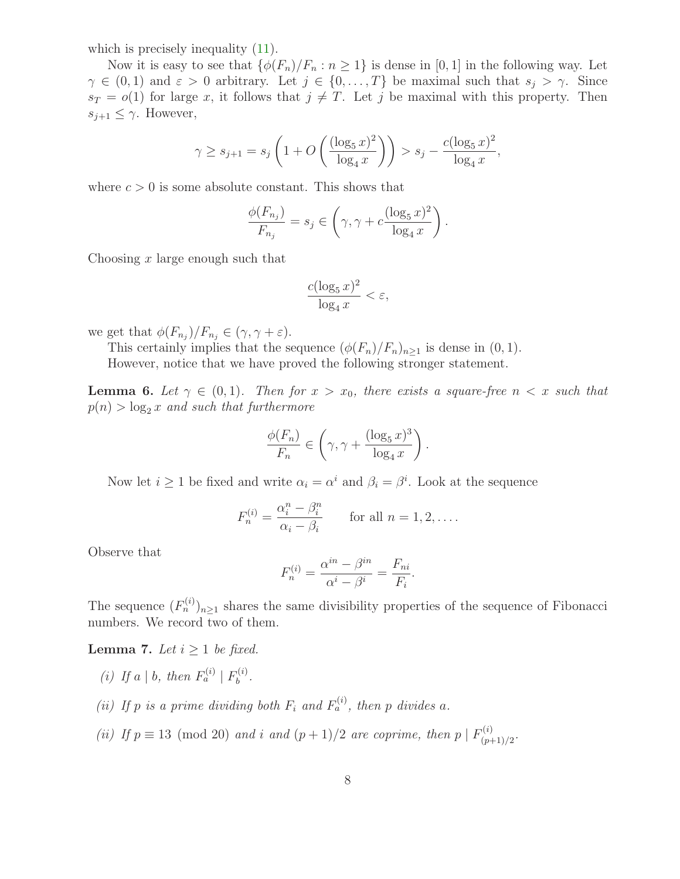which is precisely inequality (11).

Now it is easy to see that $\{\phi(F_n)/F_n : n \geq 1\}$ is dense in $[0,1]$ in the following way. Let $\gamma \in (0,1)$ and $\varepsilon > 0$ arbitrary. Let $j \in \{0,\ldots,T\}$ be maximal such that $s_j > \gamma$. Since $s_T = o(1)$ for large $x$, it follows that $j \neq T$. Let $j$ be maximal with this property. Then $s_{j+1} \leq \gamma$. However,

$$\gamma \geq s_{j+1} = s_j \left(1 + O\left(\frac{(\log_5 x)^2}{\log_4 x}\right)\right) > s_j - \frac{c(\log_5 x)^2}{\log_4 x},$$

where $c > 0$ is some absolute constant. This shows that

$$\frac{\phi(F_{n_j})}{F_{n_j}} = s_j \in \left(\gamma, \gamma + c\frac{(\log_5 x)^2}{\log_4 x}\right).$$

Choosing $x$ large enough such that

$$\frac{c(\log_5 x)^2}{\log_4 x} < \varepsilon,$$

we get that $\phi(F_{n_j})/F_{n_j} \in (\gamma, \gamma + \varepsilon)$.

This certainly implies that the sequence $(\phi(F_n)/F_n)_{n \geq 1}$ is dense in $(0,1)$.

However, notice that we have proved the following stronger statement.

**Lemma 6.** *Let $\gamma \in (0,1)$. Then for $x > x_0$, there exists a square-free $n < x$ such that $p(n) > \log_2 x$ and such that furthermore*

$$\frac{\phi(F_n)}{F_n} \in \left(\gamma, \gamma + \frac{(\log_5 x)^3}{\log_4 x}\right).$$

Now let $i \geq 1$ be fixed and write $\alpha_i = \alpha^i$ and $\beta_i = \beta^i$. Look at the sequence

$$F_n^{(i)} = \frac{\alpha_i^n - \beta_i^n}{\alpha_i - \beta_i} \qquad \text{for all } n = 1, 2, \ldots.$$

Observe that

$$F_n^{(i)} = \frac{\alpha^{in} - \beta^{in}}{\alpha^i - \beta^i} = \frac{F_{ni}}{F_i}.$$

The sequence $(F_n^{(i)})_{n \geq 1}$ shares the same divisibility properties of the sequence of Fibonacci numbers. We record two of them.

**Lemma 7.** *Let $i \geq 1$ be fixed.*

*(i) If $a \mid b$, then $F_a^{(i)} \mid F_b^{(i)}$.*

*(ii) If $p$ is a prime dividing both $F_i$ and $F_a^{(i)}$, then $p$ divides $a$.*

*(ii) If $p \equiv 13 \pmod{20}$ and $i$ and $(p+1)/2$ are coprime, then $p \mid F_{(p+1)/2}^{(i)}$.*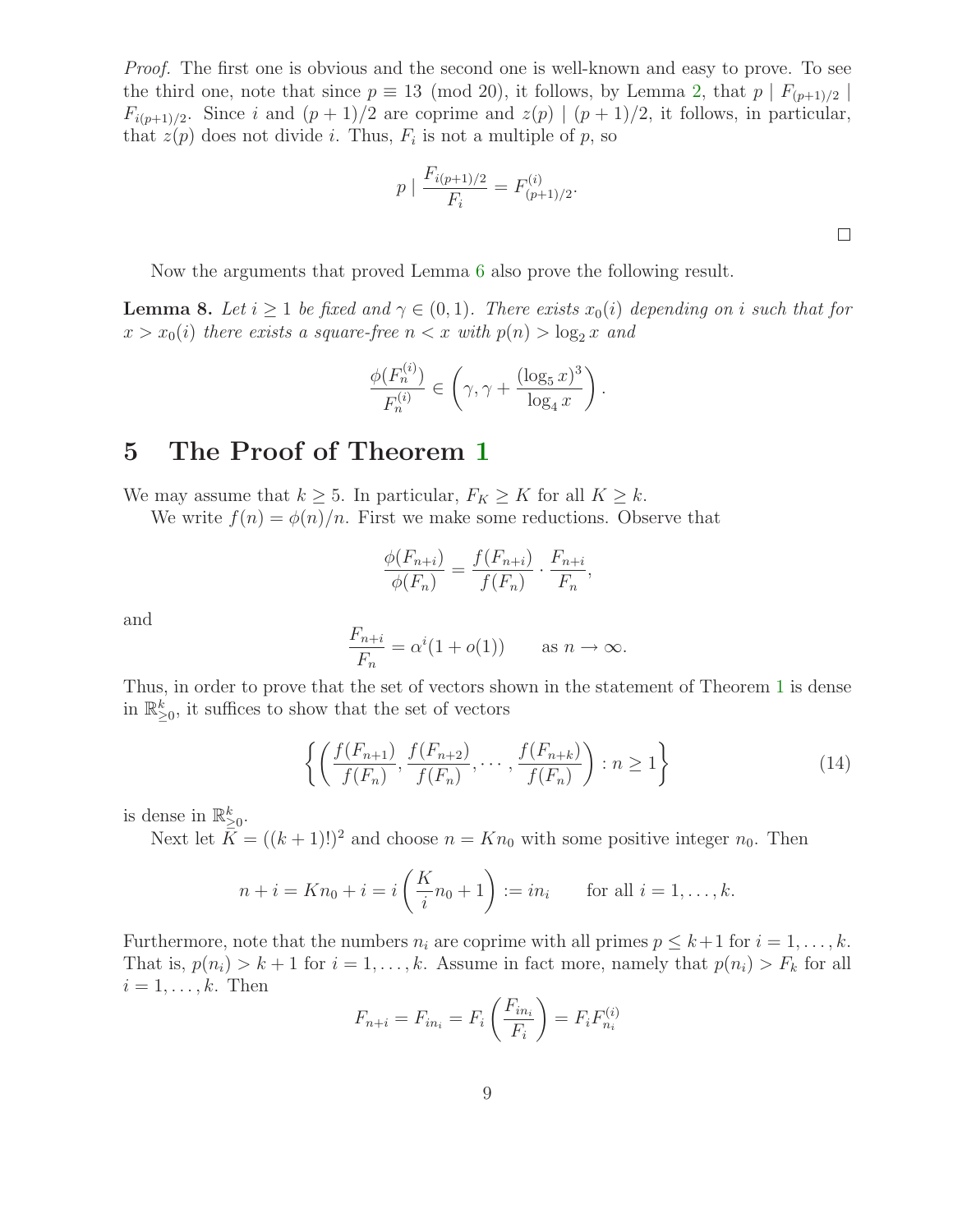*Proof.* The first one is obvious and the second one is well-known and easy to prove. To see the third one, note that since $p \equiv 13 \pmod{20}$, it follows, by Lemma 2, that $p \mid F_{(p+1)/2} \mid F_{i(p+1)/2}$. Since $i$ and $(p+1)/2$ are coprime and $z(p) \mid (p+1)/2$, it follows, in particular, that $z(p)$ does not divide $i$. Thus, $F_i$ is not a multiple of $p$, so

$$p \mid \frac{F_{i(p+1)/2}}{F_i} = F^{(i)}_{(p+1)/2}.$$

□

Now the arguments that proved Lemma 6 also prove the following result.

**Lemma 8.** *Let $i \geq 1$ be fixed and $\gamma \in (0,1)$. There exists $x_0(i)$ depending on $i$ such that for $x > x_0(i)$ there exists a square-free $n < x$ with $p(n) > \log_2 x$ and*

$$\frac{\phi(F_n^{(i)})}{F_n^{(i)}} \in \left(\gamma, \gamma + \frac{(\log_5 x)^3}{\log_4 x}\right).$$

# 5 The Proof of Theorem 1

We may assume that $k \geq 5$. In particular, $F_K \geq K$ for all $K \geq k$.

We write $f(n) = \phi(n)/n$. First we make some reductions. Observe that

$$\frac{\phi(F_{n+i})}{\phi(F_n)} = \frac{f(F_{n+i})}{f(F_n)} \cdot \frac{F_{n+i}}{F_n},$$

and

$$\frac{F_{n+i}}{F_n} = \alpha^i(1 + o(1)) \qquad \text{as } n \to \infty.$$

Thus, in order to prove that the set of vectors shown in the statement of Theorem 1 is dense in $\mathbb{R}^k_{\geq 0}$, it suffices to show that the set of vectors

$$\left\{ \left( \frac{f(F_{n+1})}{f(F_n)}, \frac{f(F_{n+2})}{f(F_n)}, \cdots, \frac{f(F_{n+k})}{f(F_n)} \right) : n \geq 1 \right\} \tag{14}$$

is dense in $\mathbb{R}^k_{\geq 0}$.

Next let $K = ((k+1)!)^2$ and choose $n = Kn_0$ with some positive integer $n_0$. Then

$$n + i = Kn_0 + i = i\left(\frac{K}{i}n_0 + 1\right) := in_i \qquad \text{for all } i = 1, \ldots, k.$$

Furthermore, note that the numbers $n_i$ are coprime with all primes $p \leq k+1$ for $i = 1, \ldots, k$. That is, $p(n_i) > k+1$ for $i = 1, \ldots, k$. Assume in fact more, namely that $p(n_i) > F_k$ for all $i = 1, \ldots, k$. Then

$$F_{n+i} = F_{in_i} = F_i\left(\frac{F_{in_i}}{F_i}\right) = F_i F^{(i)}_{n_i}$$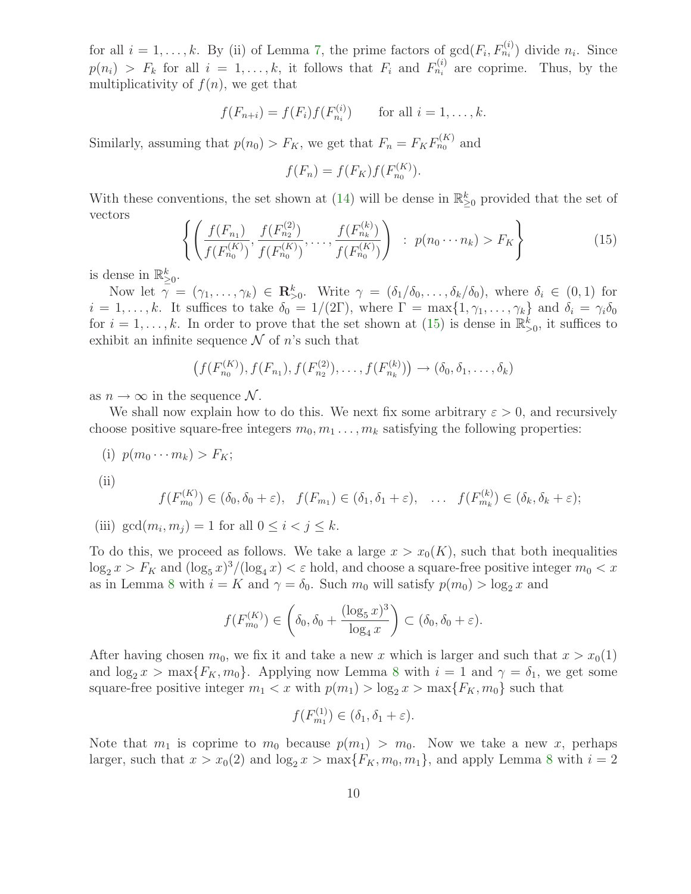for all $i = 1, \ldots, k$. By (ii) of Lemma 7, the prime factors of $\gcd(F_i, F_{n_i}^{(i)})$ divide $n_i$. Since $p(n_i) > F_k$ for all $i = 1, \ldots, k$, it follows that $F_i$ and $F_{n_i}^{(i)}$ are coprime. Thus, by the multiplicativity of $f(n)$, we get that

$$f(F_{n+i}) = f(F_i) f(F_{n_i}^{(i)}) \qquad \text{for all } i = 1, \ldots, k.$$

Similarly, assuming that $p(n_0) > F_K$, we get that $F_n = F_K F_{n_0}^{(K)}$ and

$$f(F_n) = f(F_K) f(F_{n_0}^{(K)}).$$

With these conventions, the set shown at (14) will be dense in $\mathbb{R}_{\geq 0}^k$ provided that the set of vectors

$$\left\{ \left( \frac{f(F_{n_1})}{f(F_{n_0}^{(K)})}, \frac{f(F_{n_2}^{(2)})}{f(F_{n_0}^{(K)})}, \ldots, \frac{f(F_{n_k}^{(k)})}{f(F_{n_0}^{(K)})} \right) \; : \; p(n_0 \cdots n_k) > F_K \right\} \tag{15}$$

is dense in $\mathbb{R}_{\geq 0}^k$.

Now let $\gamma = (\gamma_1, \ldots, \gamma_k) \in \mathbf{R}_{>0}^k$. Write $\gamma = (\delta_1/\delta_0, \ldots, \delta_k/\delta_0)$, where $\delta_i \in (0,1)$ for $i = 1, \ldots, k$. It suffices to take $\delta_0 = 1/(2\Gamma)$, where $\Gamma = \max\{1, \gamma_1, \ldots, \gamma_k\}$ and $\delta_i = \gamma_i \delta_0$ for $i = 1, \ldots, k$. In order to prove that the set shown at (15) is dense in $\mathbb{R}_{>0}^k$, it suffices to exhibit an infinite sequence $\mathcal{N}$ of $n$'s such that

$$\left( f(F_{n_0}^{(K)}), f(F_{n_1}), f(F_{n_2}^{(2)}), \ldots, f(F_{n_k}^{(k)}) \right) \to (\delta_0, \delta_1, \ldots, \delta_k)$$

as $n \to \infty$ in the sequence $\mathcal{N}$.

We shall now explain how to do this. We next fix some arbitrary $\varepsilon > 0$, and recursively choose positive square-free integers $m_0, m_1 \ldots, m_k$ satisfying the following properties:

(i) $p(m_0 \cdots m_k) > F_K$;

(ii)
$$f(F_{m_0}^{(K)}) \in (\delta_0, \delta_0 + \varepsilon), \quad f(F_{m_1}) \in (\delta_1, \delta_1 + \varepsilon), \quad \ldots \quad f(F_{m_k}^{(k)}) \in (\delta_k, \delta_k + \varepsilon);$$

(iii) $\gcd(m_i, m_j) = 1$ for all $0 \leq i < j \leq k$.

To do this, we proceed as follows. We take a large $x > x_0(K)$, such that both inequalities $\log_2 x > F_K$ and $(\log_5 x)^3/(\log_4 x) < \varepsilon$ hold, and choose a square-free positive integer $m_0 < x$ as in Lemma 8 with $i = K$ and $\gamma = \delta_0$. Such $m_0$ will satisfy $p(m_0) > \log_2 x$ and

$$f(F_{m_0}^{(K)}) \in \left( \delta_0, \delta_0 + \frac{(\log_5 x)^3}{\log_4 x} \right) \subset (\delta_0, \delta_0 + \varepsilon).$$

After having chosen $m_0$, we fix it and take a new $x$ which is larger and such that $x > x_0(1)$ and $\log_2 x > \max\{F_K, m_0\}$. Applying now Lemma 8 with $i = 1$ and $\gamma = \delta_1$, we get some square-free positive integer $m_1 < x$ with $p(m_1) > \log_2 x > \max\{F_K, m_0\}$ such that

$$f(F_{m_1}^{(1)}) \in (\delta_1, \delta_1 + \varepsilon).$$

Note that $m_1$ is coprime to $m_0$ because $p(m_1) > m_0$. Now we take a new $x$, perhaps larger, such that $x > x_0(2)$ and $\log_2 x > \max\{F_K, m_0, m_1\}$, and apply Lemma 8 with $i = 2$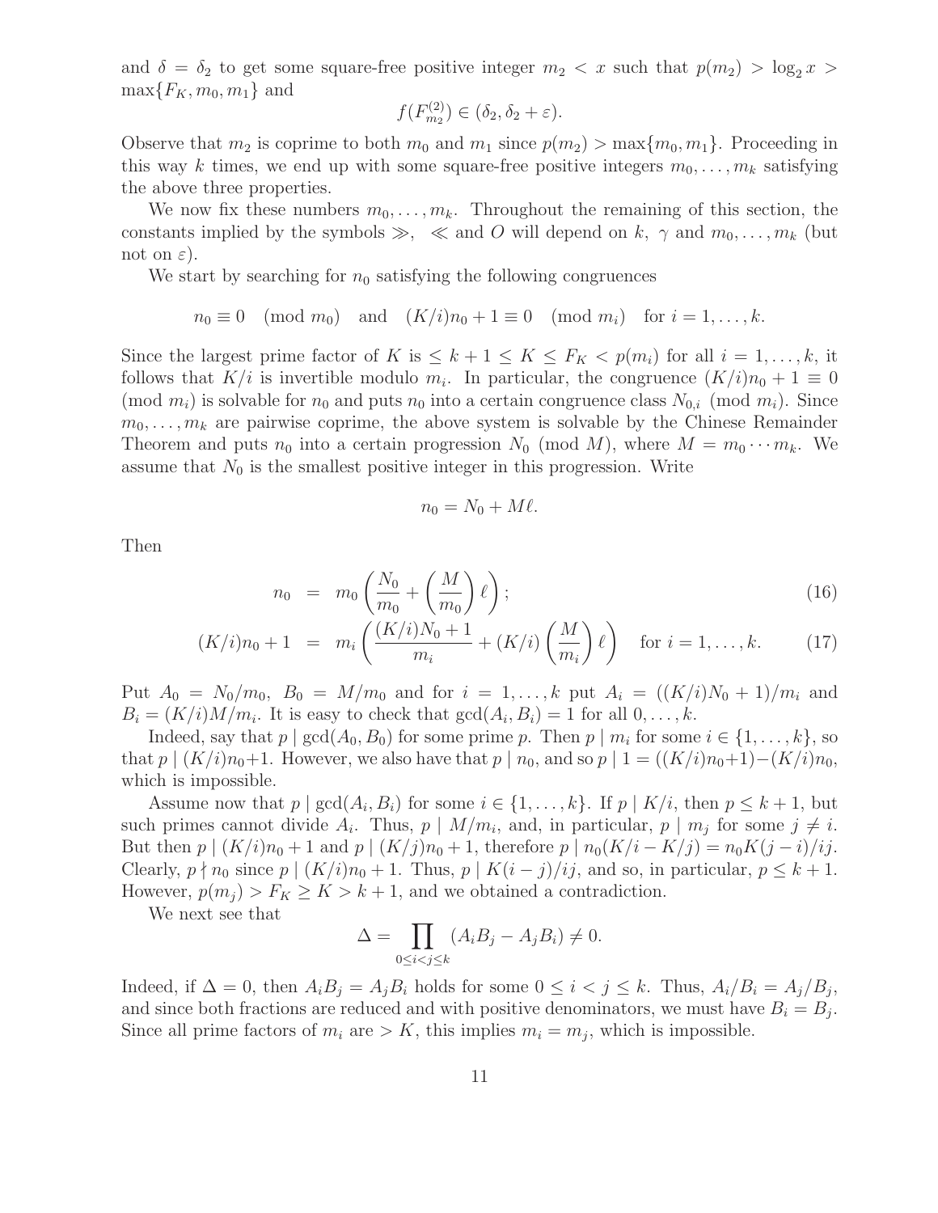and $\delta = \delta_2$ to get some square-free positive integer $m_2 < x$ such that $p(m_2) > \log_2 x > \max\{F_K, m_0, m_1\}$ and

$$f(F^{(2)}_{m_2}) \in (\delta_2, \delta_2 + \varepsilon).$$

Observe that $m_2$ is coprime to both $m_0$ and $m_1$ since $p(m_2) > \max\{m_0, m_1\}$. Proceeding in this way $k$ times, we end up with some square-free positive integers $m_0, \ldots, m_k$ satisfying the above three properties.

We now fix these numbers $m_0, \ldots, m_k$. Throughout the remaining of this section, the constants implied by the symbols $\gg$, $\ll$ and $O$ will depend on $k$, $\gamma$ and $m_0, \ldots, m_k$ (but not on $\varepsilon$).

We start by searching for $n_0$ satisfying the following congruences

$$n_0 \equiv 0 \pmod{m_0} \quad \text{and} \quad (K/i)n_0 + 1 \equiv 0 \pmod{m_i} \quad \text{for } i = 1, \ldots, k.$$

Since the largest prime factor of $K$ is $\le k+1 \le K \le F_K < p(m_i)$ for all $i = 1, \ldots, k$, it follows that $K/i$ is invertible modulo $m_i$. In particular, the congruence $(K/i)n_0 + 1 \equiv 0 \pmod{m_i}$ is solvable for $n_0$ and puts $n_0$ into a certain congruence class $N_{0,i} \pmod{m_i}$. Since $m_0, \ldots, m_k$ are pairwise coprime, the above system is solvable by the Chinese Remainder Theorem and puts $n_0$ into a certain progression $N_0 \pmod{M}$, where $M = m_0 \cdots m_k$. We assume that $N_0$ is the smallest positive integer in this progression. Write

$$n_0 = N_0 + M\ell.$$

Then

$$n_0 = m_0 \left( \frac{N_0}{m_0} + \left( \frac{M}{m_0} \right) \ell \right); \tag{16}$$

$$(K/i)n_0 + 1 = m_i \left( \frac{(K/i)N_0 + 1}{m_i} + (K/i) \left( \frac{M}{m_i} \right) \ell \right) \quad \text{for } i = 1, \ldots, k. \tag{17}$$

Put $A_0 = N_0/m_0$, $B_0 = M/m_0$ and for $i = 1, \ldots, k$ put $A_i = ((K/i)N_0 + 1)/m_i$ and $B_i = (K/i)M/m_i$. It is easy to check that $\gcd(A_i, B_i) = 1$ for all $0, \ldots, k$.

Indeed, say that $p \mid \gcd(A_0, B_0)$ for some prime $p$. Then $p \mid m_i$ for some $i \in \{1, \ldots, k\}$, so that $p \mid (K/i)n_0 + 1$. However, we also have that $p \mid n_0$, and so $p \mid 1 = ((K/i)n_0 + 1) - (K/i)n_0$, which is impossible.

Assume now that $p \mid \gcd(A_i, B_i)$ for some $i \in \{1, \ldots, k\}$. If $p \mid K/i$, then $p \le k+1$, but such primes cannot divide $A_i$. Thus, $p \mid M/m_i$, and, in particular, $p \mid m_j$ for some $j \ne i$. But then $p \mid (K/i)n_0 + 1$ and $p \mid (K/j)n_0 + 1$, therefore $p \mid n_0(K/i - K/j) = n_0 K(j-i)/ij$. Clearly, $p \nmid n_0$ since $p \mid (K/i)n_0 + 1$. Thus, $p \mid K(i-j)/ij$, and so, in particular, $p \le k+1$. However, $p(m_j) > F_K \ge K > k+1$, and we obtained a contradiction.

We next see that

$$\Delta = \prod_{0 \le i < j \le k} (A_i B_j - A_j B_i) \ne 0.$$

Indeed, if $\Delta = 0$, then $A_i B_j = A_j B_i$ holds for some $0 \le i < j \le k$. Thus, $A_i/B_i = A_j/B_j$, and since both fractions are reduced and with positive denominators, we must have $B_i = B_j$. Since all prime factors of $m_i$ are $> K$, this implies $m_i = m_j$, which is impossible.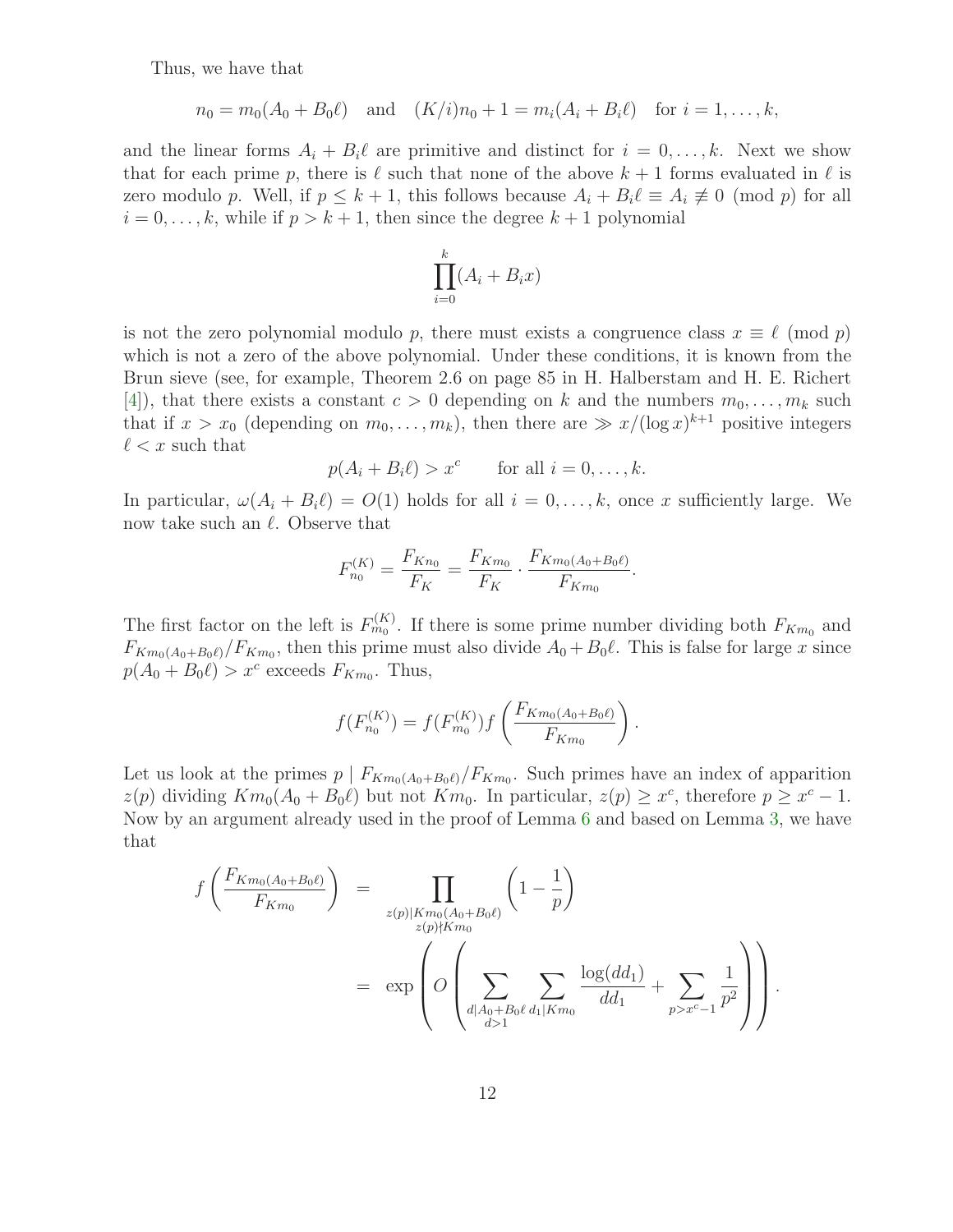Thus, we have that

$$n_0 = m_0(A_0 + B_0\ell) \quad \text{and} \quad (K/i)n_0 + 1 = m_i(A_i + B_i\ell) \quad \text{for } i = 1, \ldots, k,$$

and the linear forms $A_i + B_i\ell$ are primitive and distinct for $i = 0, \ldots, k$. Next we show that for each prime $p$, there is $\ell$ such that none of the above $k+1$ forms evaluated in $\ell$ is zero modulo $p$. Well, if $p \le k+1$, this follows because $A_i + B_i\ell \equiv A_i \not\equiv 0 \pmod p$ for all $i = 0, \ldots, k$, while if $p > k+1$, then since the degree $k+1$ polynomial

$$\prod_{i=0}^{k}(A_i + B_i x)$$

is not the zero polynomial modulo $p$, there must exists a congruence class $x \equiv \ell \pmod p$ which is not a zero of the above polynomial. Under these conditions, it is known from the Brun sieve (see, for example, Theorem 2.6 on page 85 in H. Halberstam and H. E. Richert [4]), that there exists a constant $c > 0$ depending on $k$ and the numbers $m_0, \ldots, m_k$ such that if $x > x_0$ (depending on $m_0, \ldots, m_k$), then there are $\gg x/(\log x)^{k+1}$ positive integers $\ell < x$ such that

$$p(A_i + B_i\ell) > x^c \qquad \text{for all } i = 0, \ldots, k.$$

In particular, $\omega(A_i + B_i\ell) = O(1)$ holds for all $i = 0, \ldots, k$, once $x$ sufficiently large. We now take such an $\ell$. Observe that

$$F_{n_0}^{(K)} = \frac{F_{Kn_0}}{F_K} = \frac{F_{Km_0}}{F_K} \cdot \frac{F_{Km_0(A_0+B_0\ell)}}{F_{Km_0}}.$$

The first factor on the left is $F_{m_0}^{(K)}$. If there is some prime number dividing both $F_{Km_0}$ and $F_{Km_0(A_0+B_0\ell)}/F_{Km_0}$, then this prime must also divide $A_0 + B_0\ell$. This is false for large $x$ since $p(A_0 + B_0\ell) > x^c$ exceeds $F_{Km_0}$. Thus,

$$f(F_{n_0}^{(K)}) = f(F_{m_0}^{(K)}) f\left(\frac{F_{Km_0(A_0+B_0\ell)}}{F_{Km_0}}\right).$$

Let us look at the primes $p \mid F_{Km_0(A_0+B_0\ell)}/F_{Km_0}$. Such primes have an index of apparition $z(p)$ dividing $Km_0(A_0 + B_0\ell)$ but not $Km_0$. In particular, $z(p) \ge x^c$, therefore $p \ge x^c - 1$. Now by an argument already used in the proof of Lemma 6 and based on Lemma 3, we have that

$$\begin{aligned} f\left(\frac{F_{Km_0(A_0+B_0\ell)}}{F_{Km_0}}\right) &= \prod_{\substack{z(p)\mid Km_0(A_0+B_0\ell) \\ z(p)\nmid Km_0}} \left(1 - \frac{1}{p}\right) \\ &= \exp\left(O\left(\sum_{\substack{d\mid A_0+B_0\ell \\ d>1}} \sum_{d_1 \mid Km_0} \frac{\log(dd_1)}{dd_1} + \sum_{p > x^c - 1} \frac{1}{p^2}\right)\right). \end{aligned}$$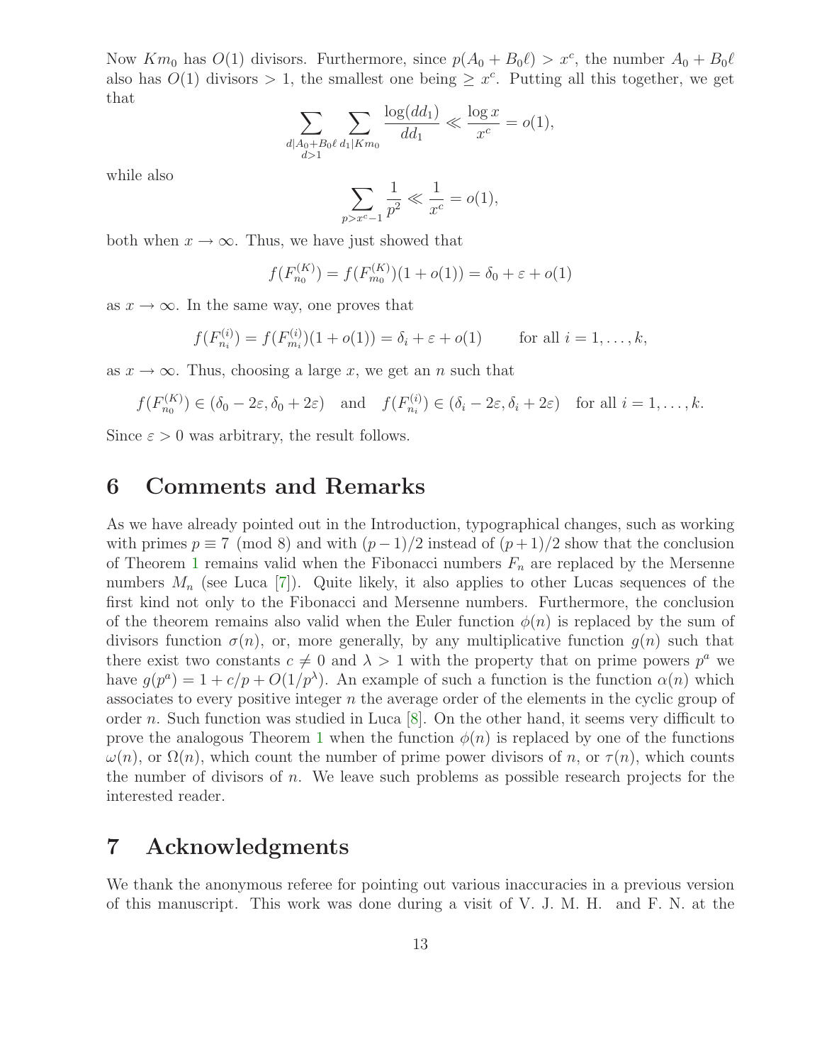Now $Km_0$ has $O(1)$ divisors. Furthermore, since $p(A_0 + B_0\ell) > x^c$, the number $A_0 + B_0\ell$ also has $O(1)$ divisors $> 1$, the smallest one being $\geq x^c$. Putting all this together, we get that

$$\sum_{\substack{d \mid A_0+B_0\ell \\ d>1}} \sum_{d_1 \mid Km_0} \frac{\log(dd_1)}{dd_1} \ll \frac{\log x}{x^c} = o(1),$$

while also

$$\sum_{p > x^c - 1} \frac{1}{p^2} \ll \frac{1}{x^c} = o(1),$$

both when $x \to \infty$. Thus, we have just showed that

$$f(F_{n_0}^{(K)}) = f(F_{m_0}^{(K)})(1 + o(1)) = \delta_0 + \varepsilon + o(1)$$

as $x \to \infty$. In the same way, one proves that

$$f(F_{n_i}^{(i)}) = f(F_{m_i}^{(i)})(1 + o(1)) = \delta_i + \varepsilon + o(1) \qquad \text{for all } i = 1, \ldots, k,$$

as $x \to \infty$. Thus, choosing a large $x$, we get an $n$ such that

$$f(F_{n_0}^{(K)}) \in (\delta_0 - 2\varepsilon, \delta_0 + 2\varepsilon) \quad \text{and} \quad f(F_{n_i}^{(i)}) \in (\delta_i - 2\varepsilon, \delta_i + 2\varepsilon) \quad \text{for all } i = 1, \ldots, k.$$

Since $\varepsilon > 0$ was arbitrary, the result follows.

# 6 Comments and Remarks

As we have already pointed out in the Introduction, typographical changes, such as working with primes $p \equiv 7 \pmod 8$ and with $(p-1)/2$ instead of $(p+1)/2$ show that the conclusion of Theorem 1 remains valid when the Fibonacci numbers $F_n$ are replaced by the Mersenne numbers $M_n$ (see Luca [7]). Quite likely, it also applies to other Lucas sequences of the first kind not only to the Fibonacci and Mersenne numbers. Furthermore, the conclusion of the theorem remains also valid when the Euler function $\phi(n)$ is replaced by the sum of divisors function $\sigma(n)$, or, more generally, by any multiplicative function $g(n)$ such that there exist two constants $c \neq 0$ and $\lambda > 1$ with the property that on prime powers $p^a$ we have $g(p^a) = 1 + c/p + O(1/p^\lambda)$. An example of such a function is the function $\alpha(n)$ which associates to every positive integer $n$ the average order of the elements in the cyclic group of order $n$. Such function was studied in Luca [8]. On the other hand, it seems very difficult to prove the analogous Theorem 1 when the function $\phi(n)$ is replaced by one of the functions $\omega(n)$, or $\Omega(n)$, which count the number of prime power divisors of $n$, or $\tau(n)$, which counts the number of divisors of $n$. We leave such problems as possible research projects for the interested reader.

# 7 Acknowledgments

We thank the anonymous referee for pointing out various inaccuracies in a previous version of this manuscript. This work was done during a visit of V. J. M. H. and F. N. at the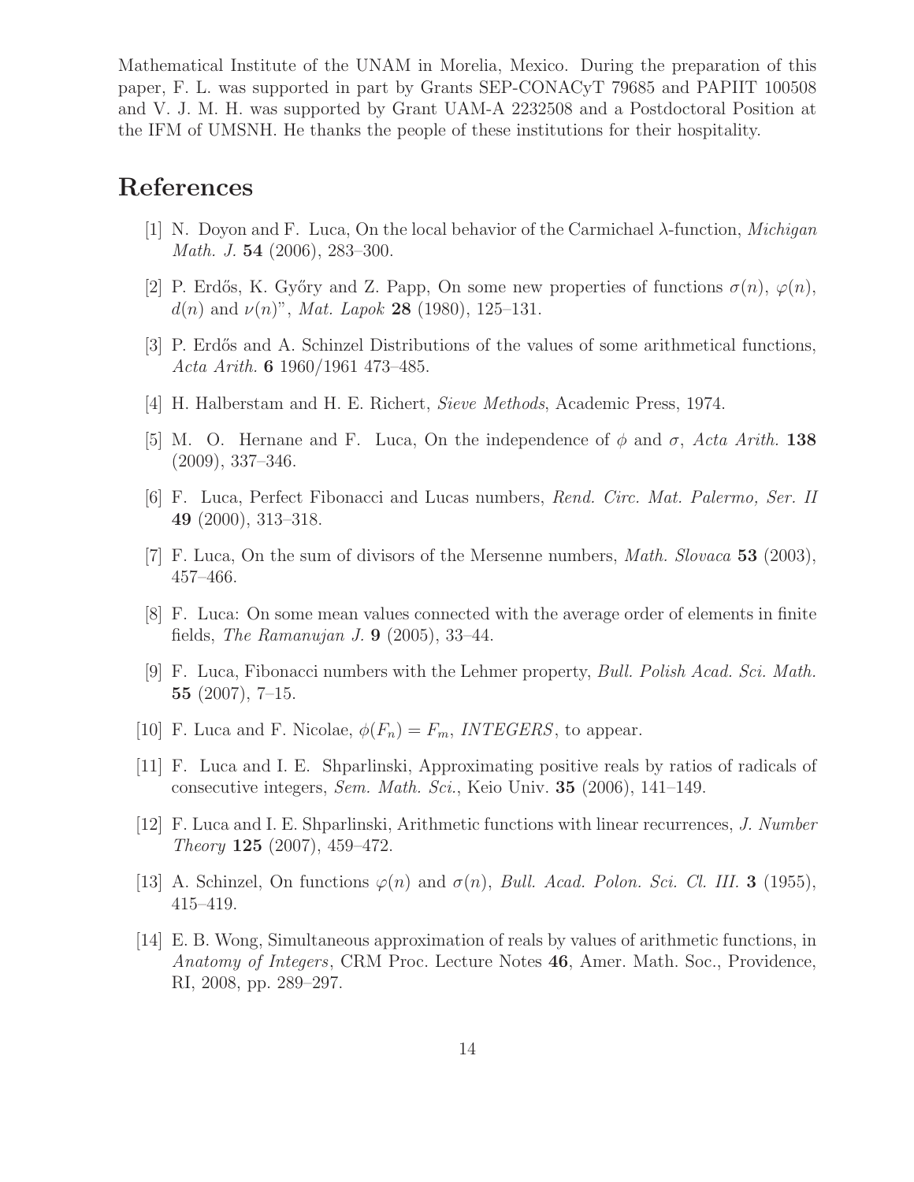Mathematical Institute of the UNAM in Morelia, Mexico. During the preparation of this paper, F. L. was supported in part by Grants SEP-CONACyT 79685 and PAPIIT 100508 and V. J. M. H. was supported by Grant UAM-A 2232508 and a Postdoctoral Position at the IFM of UMSNH. He thanks the people of these institutions for their hospitality.

# References

[1] N. Doyon and F. Luca, On the local behavior of the Carmichael $\lambda$-function, *Michigan Math. J.* **54** (2006), 283–300.

[2] P. Erdős, K. Győry and Z. Papp, On some new properties of functions $\sigma(n)$, $\varphi(n)$, $d(n)$ and $\nu(n)$", *Mat. Lapok* **28** (1980), 125–131.

[3] P. Erdős and A. Schinzel Distributions of the values of some arithmetical functions, *Acta Arith.* **6** 1960/1961 473–485.

[4] H. Halberstam and H. E. Richert, *Sieve Methods*, Academic Press, 1974.

[5] M. O. Hernane and F. Luca, On the independence of $\phi$ and $\sigma$, *Acta Arith.* **138** (2009), 337–346.

[6] F. Luca, Perfect Fibonacci and Lucas numbers, *Rend. Circ. Mat. Palermo, Ser. II* **49** (2000), 313–318.

[7] F. Luca, On the sum of divisors of the Mersenne numbers, *Math. Slovaca* **53** (2003), 457–466.

[8] F. Luca: On some mean values connected with the average order of elements in finite fields, *The Ramanujan J.* **9** (2005), 33–44.

[9] F. Luca, Fibonacci numbers with the Lehmer property, *Bull. Polish Acad. Sci. Math.* **55** (2007), 7–15.

[10] F. Luca and F. Nicolae, $\phi(F_n) = F_m$, *INTEGERS*, to appear.

[11] F. Luca and I. E. Shparlinski, Approximating positive reals by ratios of radicals of consecutive integers, *Sem. Math. Sci.*, Keio Univ. **35** (2006), 141–149.

[12] F. Luca and I. E. Shparlinski, Arithmetic functions with linear recurrences, *J. Number Theory* **125** (2007), 459–472.

[13] A. Schinzel, On functions $\varphi(n)$ and $\sigma(n)$, *Bull. Acad. Polon. Sci. Cl. III.* **3** (1955), 415–419.

[14] E. B. Wong, Simultaneous approximation of reals by values of arithmetic functions, in *Anatomy of Integers*, CRM Proc. Lecture Notes **46**, Amer. Math. Soc., Providence, RI, 2008, pp. 289–297.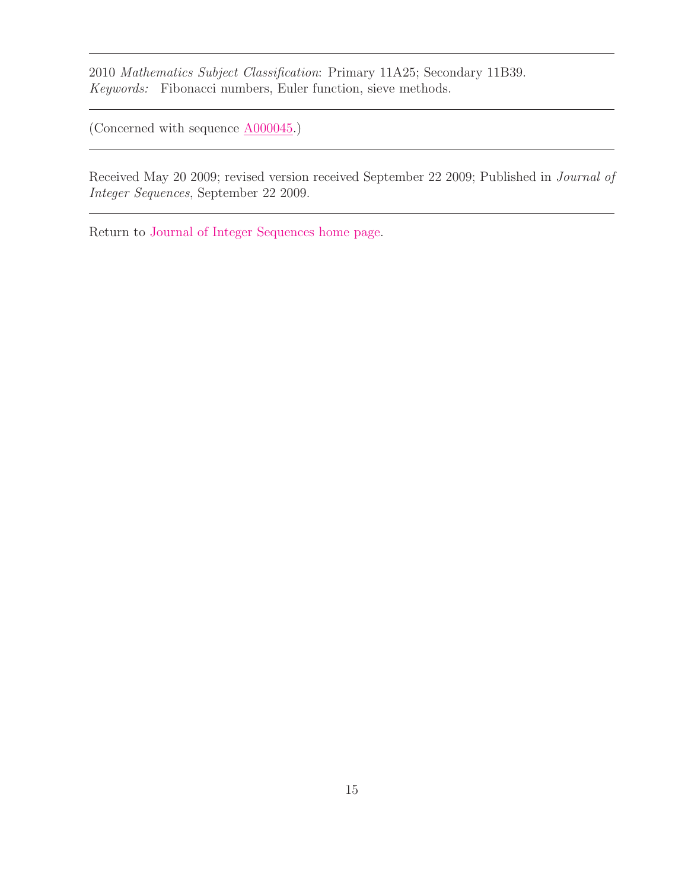---

2010 *Mathematics Subject Classification*: Primary 11A25; Secondary 11B39.
*Keywords:* Fibonacci numbers, Euler function, sieve methods.

---

(Concerned with sequence A000045.)

---

Received May 20 2009; revised version received September 22 2009; Published in *Journal of Integer Sequences*, September 22 2009.

---

Return to Journal of Integer Sequences home page.